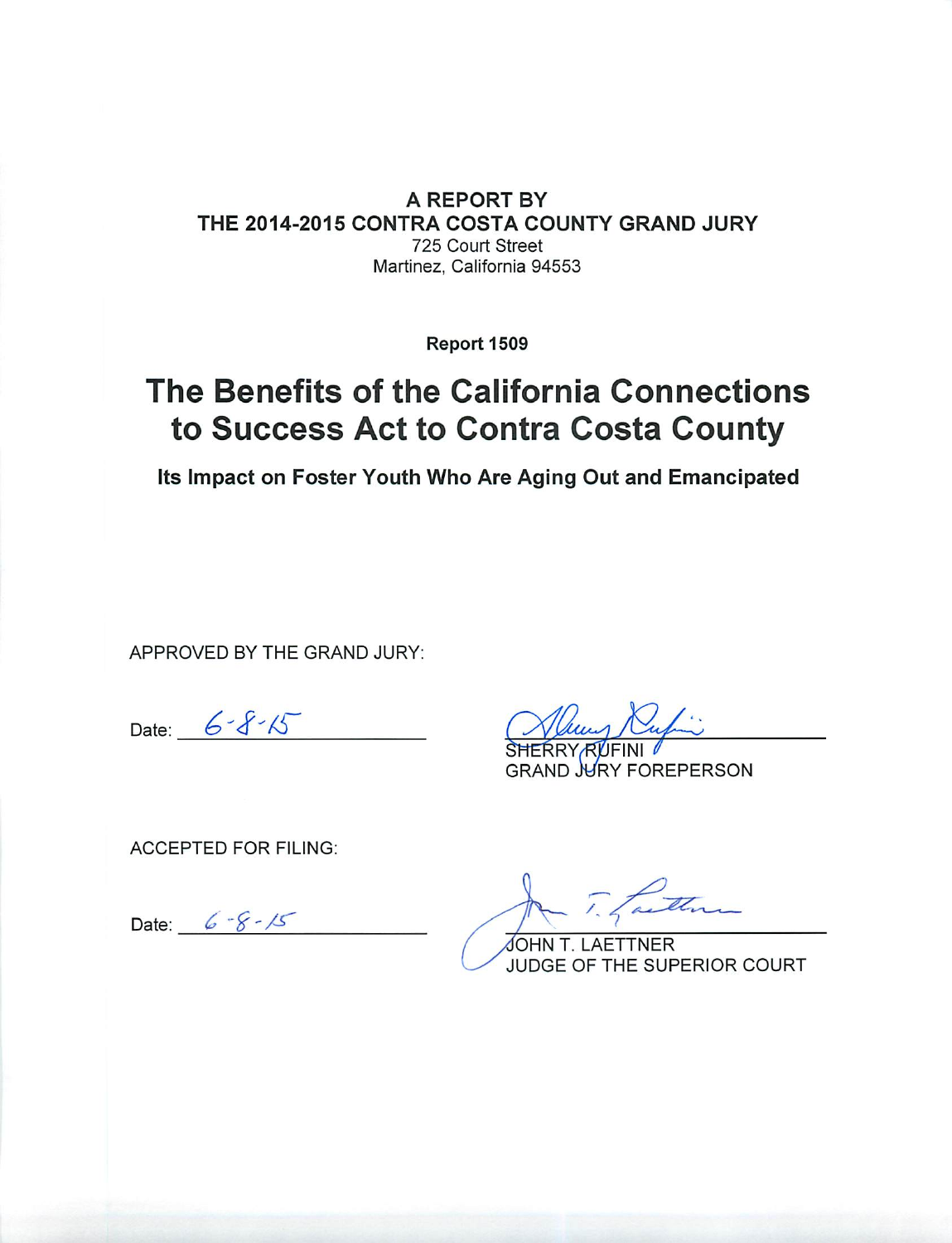**A REPORT BY**
**THE 2014-2015 CONTRA COSTA COUNTY GRAND JURY**
725 Court Street
Martinez, California 94553

**Report 1509**

# The Benefits of the California Connections to Success Act to Contra Costa County

## Its Impact on Foster Youth Who Are Aging Out and Emancipated

APPROVED BY THE GRAND JURY:

Date: 6-8-15

SHERRY RUFINI
GRAND JURY FOREPERSON

ACCEPTED FOR FILING:

Date: 6-8-15

JOHN T. LAETTNER
JUDGE OF THE SUPERIOR COURT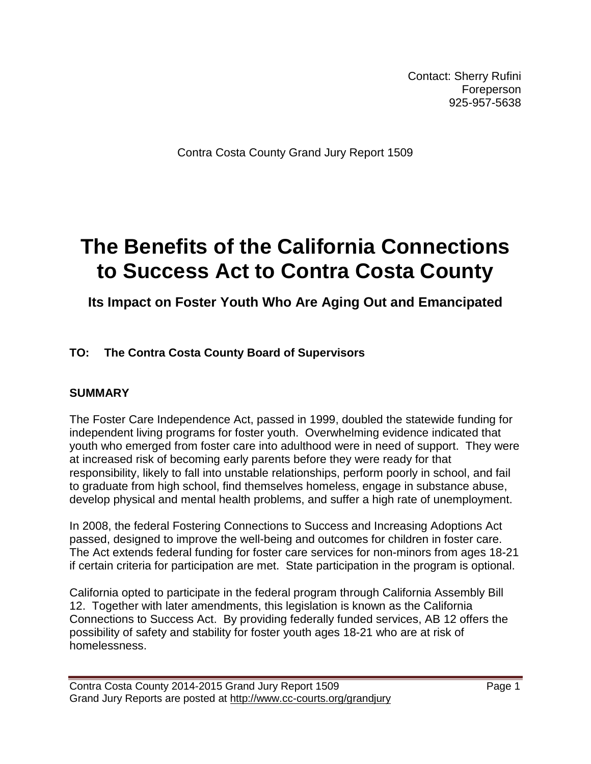Contact: Sherry Rufini
Foreperson
925-957-5638

Contra Costa County Grand Jury Report 1509

# The Benefits of the California Connections to Success Act to Contra Costa County

## Its Impact on Foster Youth Who Are Aging Out and Emancipated

**TO: The Contra Costa County Board of Supervisors**

### SUMMARY

The Foster Care Independence Act, passed in 1999, doubled the statewide funding for independent living programs for foster youth. Overwhelming evidence indicated that youth who emerged from foster care into adulthood were in need of support. They were at increased risk of becoming early parents before they were ready for that responsibility, likely to fall into unstable relationships, perform poorly in school, and fail to graduate from high school, find themselves homeless, engage in substance abuse, develop physical and mental health problems, and suffer a high rate of unemployment.

In 2008, the federal Fostering Connections to Success and Increasing Adoptions Act passed, designed to improve the well-being and outcomes for children in foster care. The Act extends federal funding for foster care services for non-minors from ages 18-21 if certain criteria for participation are met. State participation in the program is optional.

California opted to participate in the federal program through California Assembly Bill 12. Together with later amendments, this legislation is known as the California Connections to Success Act. By providing federally funded services, AB 12 offers the possibility of safety and stability for foster youth ages 18-21 who are at risk of homelessness.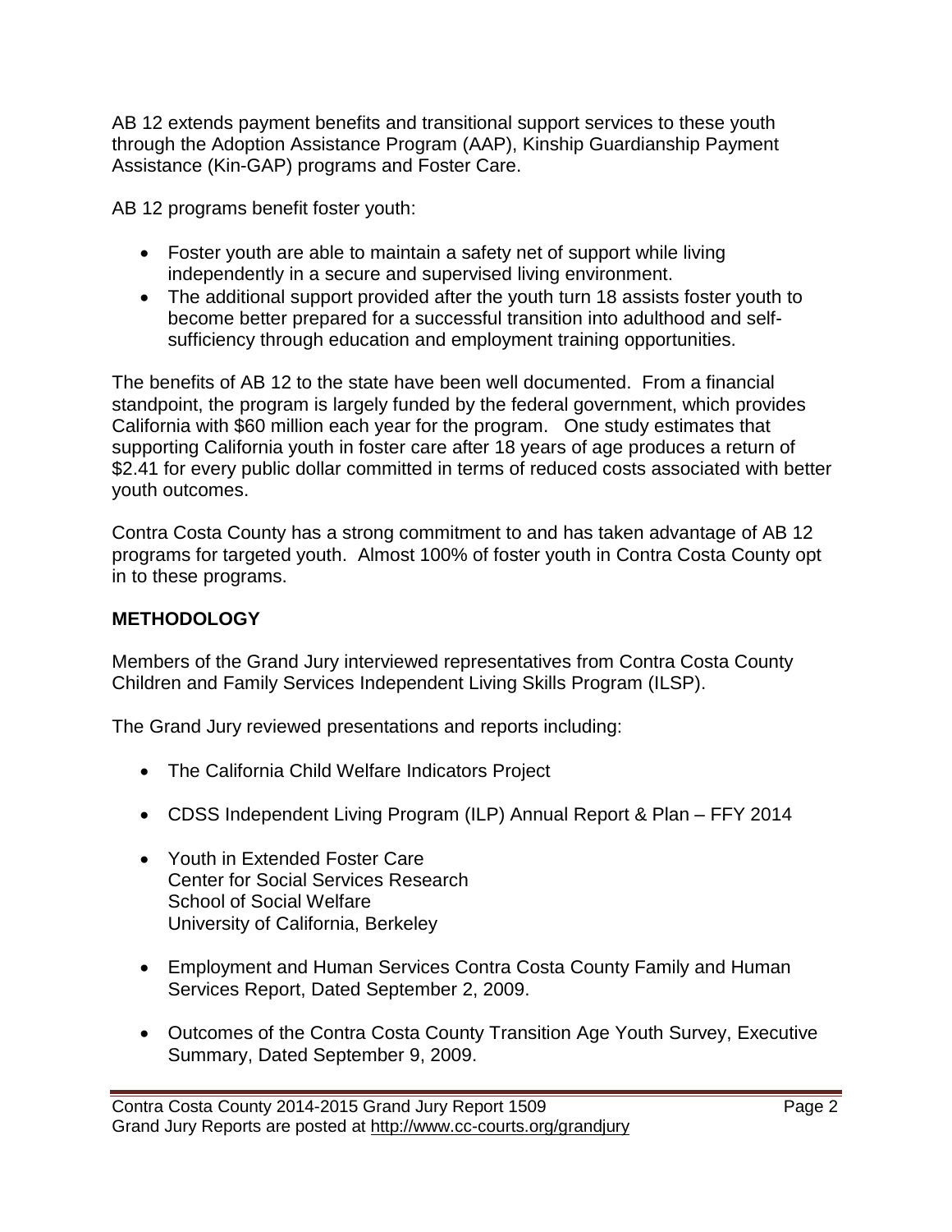AB 12 extends payment benefits and transitional support services to these youth through the Adoption Assistance Program (AAP), Kinship Guardianship Payment Assistance (Kin-GAP) programs and Foster Care.

AB 12 programs benefit foster youth:

- Foster youth are able to maintain a safety net of support while living independently in a secure and supervised living environment.
- The additional support provided after the youth turn 18 assists foster youth to become better prepared for a successful transition into adulthood and self-sufficiency through education and employment training opportunities.

The benefits of AB 12 to the state have been well documented. From a financial standpoint, the program is largely funded by the federal government, which provides California with $60 million each year for the program. One study estimates that supporting California youth in foster care after 18 years of age produces a return of $2.41 for every public dollar committed in terms of reduced costs associated with better youth outcomes.

Contra Costa County has a strong commitment to and has taken advantage of AB 12 programs for targeted youth. Almost 100% of foster youth in Contra Costa County opt in to these programs.

## METHODOLOGY

Members of the Grand Jury interviewed representatives from Contra Costa County Children and Family Services Independent Living Skills Program (ILSP).

The Grand Jury reviewed presentations and reports including:

- The California Child Welfare Indicators Project
- CDSS Independent Living Program (ILP) Annual Report & Plan – FFY 2014
- Youth in Extended Foster Care  
  Center for Social Services Research  
  School of Social Welfare  
  University of California, Berkeley
- Employment and Human Services Contra Costa County Family and Human Services Report, Dated September 2, 2009.
- Outcomes of the Contra Costa County Transition Age Youth Survey, Executive Summary, Dated September 9, 2009.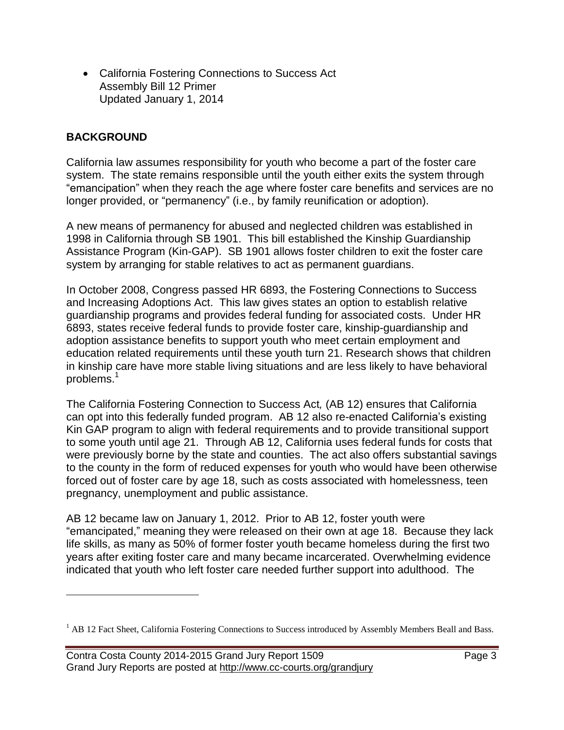- California Fostering Connections to Success Act
  Assembly Bill 12 Primer
  Updated January 1, 2014

## BACKGROUND

California law assumes responsibility for youth who become a part of the foster care system. The state remains responsible until the youth either exits the system through "emancipation" when they reach the age where foster care benefits and services are no longer provided, or "permanency" (i.e., by family reunification or adoption).

A new means of permanency for abused and neglected children was established in 1998 in California through SB 1901. This bill established the Kinship Guardianship Assistance Program (Kin-GAP). SB 1901 allows foster children to exit the foster care system by arranging for stable relatives to act as permanent guardians.

In October 2008, Congress passed HR 6893, the Fostering Connections to Success and Increasing Adoptions Act. This law gives states an option to establish relative guardianship programs and provides federal funding for associated costs. Under HR 6893, states receive federal funds to provide foster care, kinship-guardianship and adoption assistance benefits to support youth who meet certain employment and education related requirements until these youth turn 21. Research shows that children in kinship care have more stable living situations and are less likely to have behavioral problems.[1]

The California Fostering Connection to Success Act*,* (AB 12) ensures that California can opt into this federally funded program. AB 12 also re-enacted California's existing Kin GAP program to align with federal requirements and to provide transitional support to some youth until age 21. Through AB 12, California uses federal funds for costs that were previously borne by the state and counties. The act also offers substantial savings to the county in the form of reduced expenses for youth who would have been otherwise forced out of foster care by age 18, such as costs associated with homelessness, teen pregnancy, unemployment and public assistance.

AB 12 became law on January 1, 2012. Prior to AB 12, foster youth were "emancipated," meaning they were released on their own at age 18. Because they lack life skills, as many as 50% of former foster youth became homeless during the first two years after exiting foster care and many became incarcerated. Overwhelming evidence indicated that youth who left foster care needed further support into adulthood. The

---

[1] AB 12 Fact Sheet, California Fostering Connections to Success introduced by Assembly Members Beall and Bass.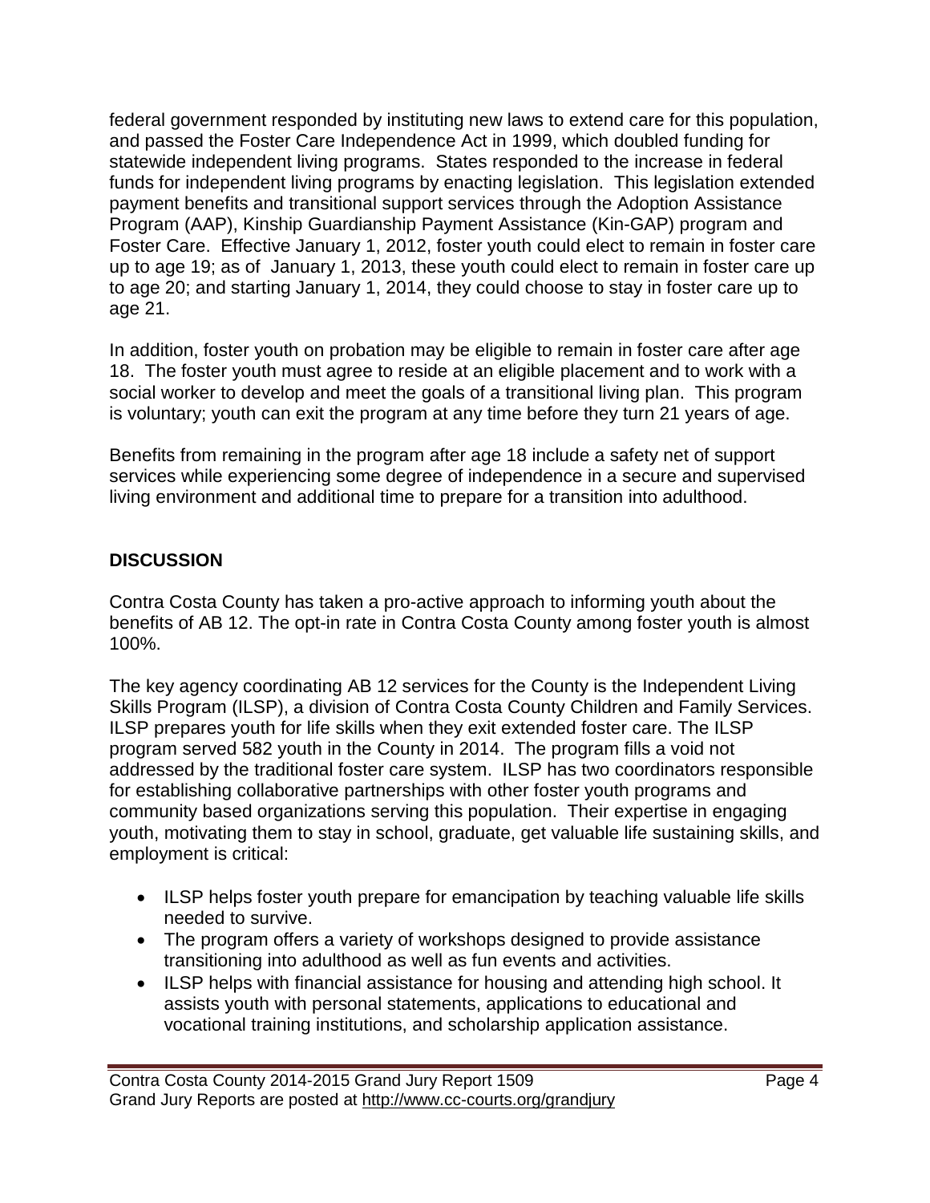federal government responded by instituting new laws to extend care for this population, and passed the Foster Care Independence Act in 1999, which doubled funding for statewide independent living programs. States responded to the increase in federal funds for independent living programs by enacting legislation. This legislation extended payment benefits and transitional support services through the Adoption Assistance Program (AAP), Kinship Guardianship Payment Assistance (Kin-GAP) program and Foster Care. Effective January 1, 2012, foster youth could elect to remain in foster care up to age 19; as of January 1, 2013, these youth could elect to remain in foster care up to age 20; and starting January 1, 2014, they could choose to stay in foster care up to age 21.

In addition, foster youth on probation may be eligible to remain in foster care after age 18. The foster youth must agree to reside at an eligible placement and to work with a social worker to develop and meet the goals of a transitional living plan. This program is voluntary; youth can exit the program at any time before they turn 21 years of age.

Benefits from remaining in the program after age 18 include a safety net of support services while experiencing some degree of independence in a secure and supervised living environment and additional time to prepare for a transition into adulthood.

## DISCUSSION

Contra Costa County has taken a pro-active approach to informing youth about the benefits of AB 12. The opt-in rate in Contra Costa County among foster youth is almost 100%.

The key agency coordinating AB 12 services for the County is the Independent Living Skills Program (ILSP), a division of Contra Costa County Children and Family Services. ILSP prepares youth for life skills when they exit extended foster care. The ILSP program served 582 youth in the County in 2014. The program fills a void not addressed by the traditional foster care system. ILSP has two coordinators responsible for establishing collaborative partnerships with other foster youth programs and community based organizations serving this population. Their expertise in engaging youth, motivating them to stay in school, graduate, get valuable life sustaining skills, and employment is critical:

- ILSP helps foster youth prepare for emancipation by teaching valuable life skills needed to survive.
- The program offers a variety of workshops designed to provide assistance transitioning into adulthood as well as fun events and activities.
- ILSP helps with financial assistance for housing and attending high school. It assists youth with personal statements, applications to educational and vocational training institutions, and scholarship application assistance.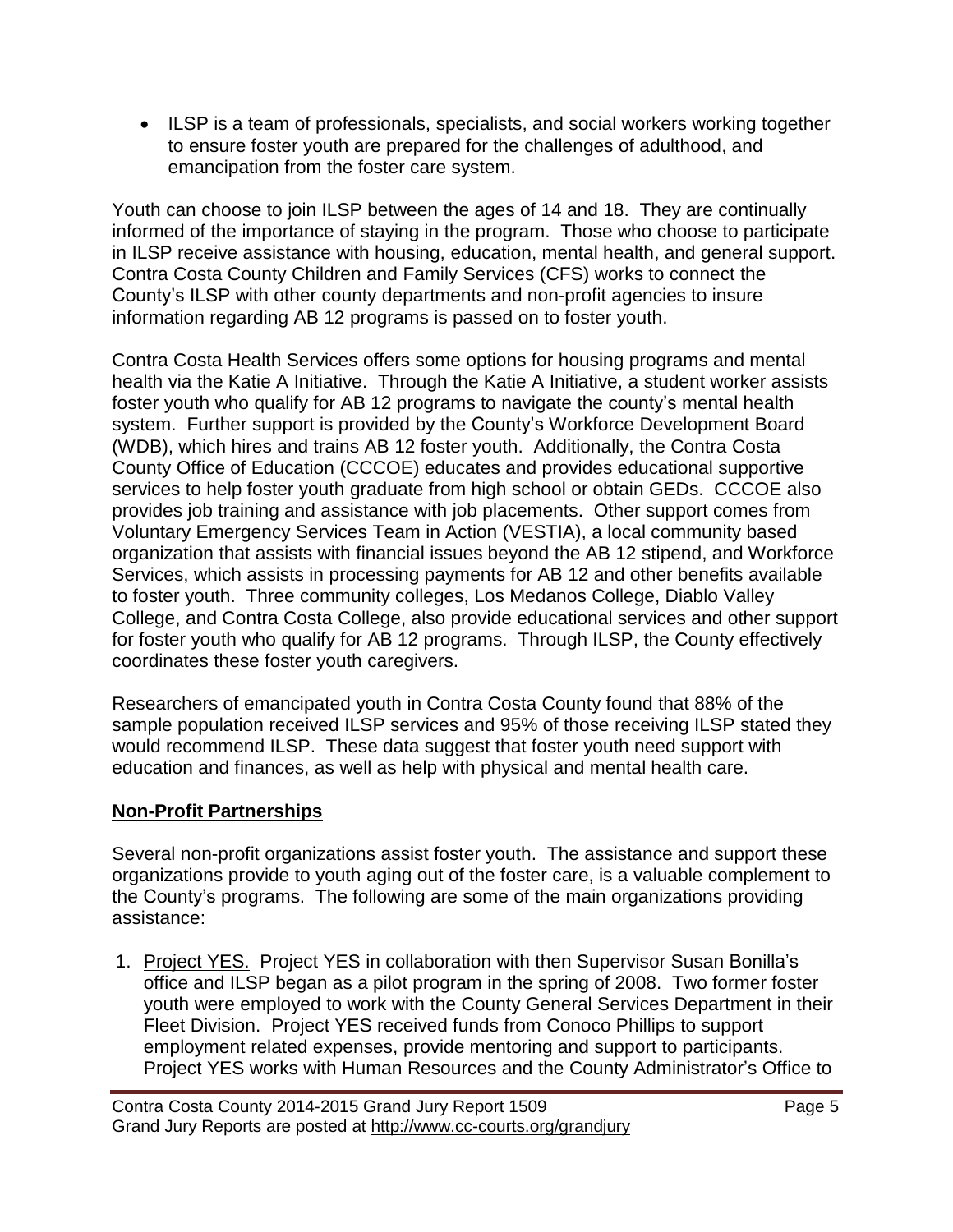- ILSP is a team of professionals, specialists, and social workers working together to ensure foster youth are prepared for the challenges of adulthood, and emancipation from the foster care system.

Youth can choose to join ILSP between the ages of 14 and 18. They are continually informed of the importance of staying in the program. Those who choose to participate in ILSP receive assistance with housing, education, mental health, and general support. Contra Costa County Children and Family Services (CFS) works to connect the County's ILSP with other county departments and non-profit agencies to insure information regarding AB 12 programs is passed on to foster youth.

Contra Costa Health Services offers some options for housing programs and mental health via the Katie A Initiative. Through the Katie A Initiative, a student worker assists foster youth who qualify for AB 12 programs to navigate the county's mental health system. Further support is provided by the County's Workforce Development Board (WDB), which hires and trains AB 12 foster youth. Additionally, the Contra Costa County Office of Education (CCCOE) educates and provides educational supportive services to help foster youth graduate from high school or obtain GEDs. CCCOE also provides job training and assistance with job placements. Other support comes from Voluntary Emergency Services Team in Action (VESTIA), a local community based organization that assists with financial issues beyond the AB 12 stipend, and Workforce Services, which assists in processing payments for AB 12 and other benefits available to foster youth. Three community colleges, Los Medanos College, Diablo Valley College, and Contra Costa College, also provide educational services and other support for foster youth who qualify for AB 12 programs. Through ILSP, the County effectively coordinates these foster youth caregivers.

Researchers of emancipated youth in Contra Costa County found that 88% of the sample population received ILSP services and 95% of those receiving ILSP stated they would recommend ILSP. These data suggest that foster youth need support with education and finances, as well as help with physical and mental health care.

## **Non-Profit Partnerships**

Several non-profit organizations assist foster youth. The assistance and support these organizations provide to youth aging out of the foster care, is a valuable complement to the County's programs. The following are some of the main organizations providing assistance:

1. Project YES. Project YES in collaboration with then Supervisor Susan Bonilla's office and ILSP began as a pilot program in the spring of 2008. Two former foster youth were employed to work with the County General Services Department in their Fleet Division. Project YES received funds from Conoco Phillips to support employment related expenses, provide mentoring and support to participants. Project YES works with Human Resources and the County Administrator's Office to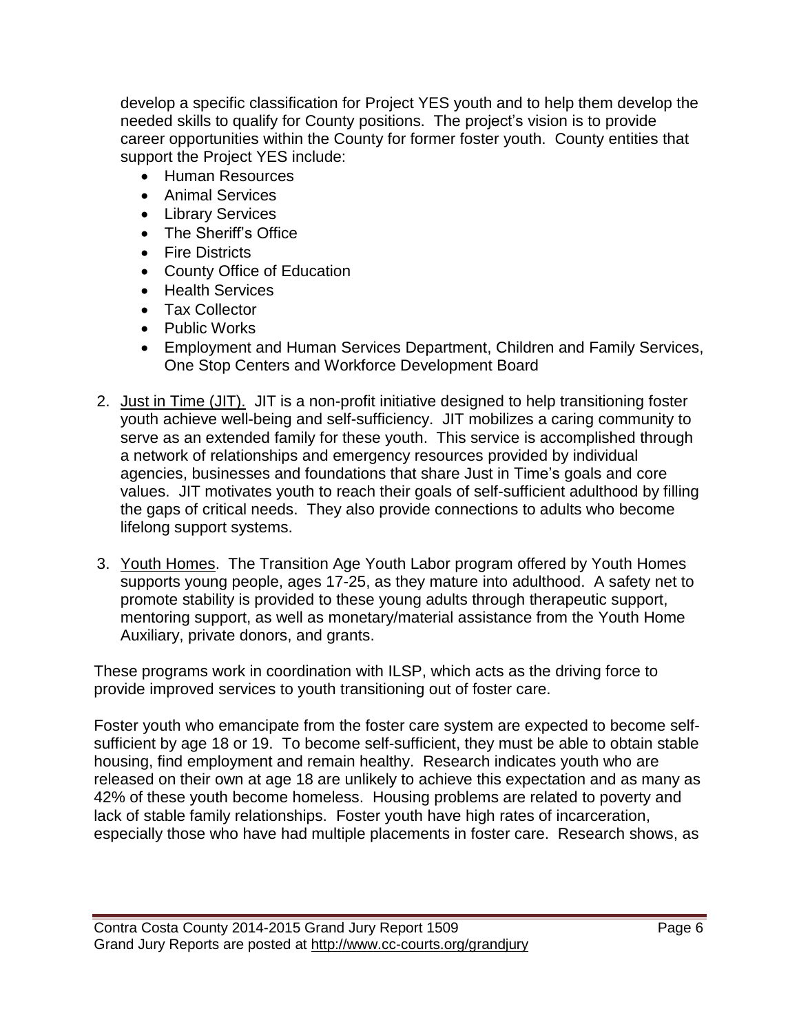develop a specific classification for Project YES youth and to help them develop the needed skills to qualify for County positions. The project's vision is to provide career opportunities within the County for former foster youth. County entities that support the Project YES include:

- Human Resources
- Animal Services
- Library Services
- The Sheriff's Office
- Fire Districts
- County Office of Education
- Health Services
- Tax Collector
- Public Works
- Employment and Human Services Department, Children and Family Services, One Stop Centers and Workforce Development Board

2. Just in Time (JIT). JIT is a non-profit initiative designed to help transitioning foster youth achieve well-being and self-sufficiency. JIT mobilizes a caring community to serve as an extended family for these youth. This service is accomplished through a network of relationships and emergency resources provided by individual agencies, businesses and foundations that share Just in Time's goals and core values. JIT motivates youth to reach their goals of self-sufficient adulthood by filling the gaps of critical needs. They also provide connections to adults who become lifelong support systems.

3. Youth Homes. The Transition Age Youth Labor program offered by Youth Homes supports young people, ages 17-25, as they mature into adulthood. A safety net to promote stability is provided to these young adults through therapeutic support, mentoring support, as well as monetary/material assistance from the Youth Home Auxiliary, private donors, and grants.

These programs work in coordination with ILSP, which acts as the driving force to provide improved services to youth transitioning out of foster care.

Foster youth who emancipate from the foster care system are expected to become self-sufficient by age 18 or 19. To become self-sufficient, they must be able to obtain stable housing, find employment and remain healthy. Research indicates youth who are released on their own at age 18 are unlikely to achieve this expectation and as many as 42% of these youth become homeless. Housing problems are related to poverty and lack of stable family relationships. Foster youth have high rates of incarceration, especially those who have had multiple placements in foster care. Research shows, as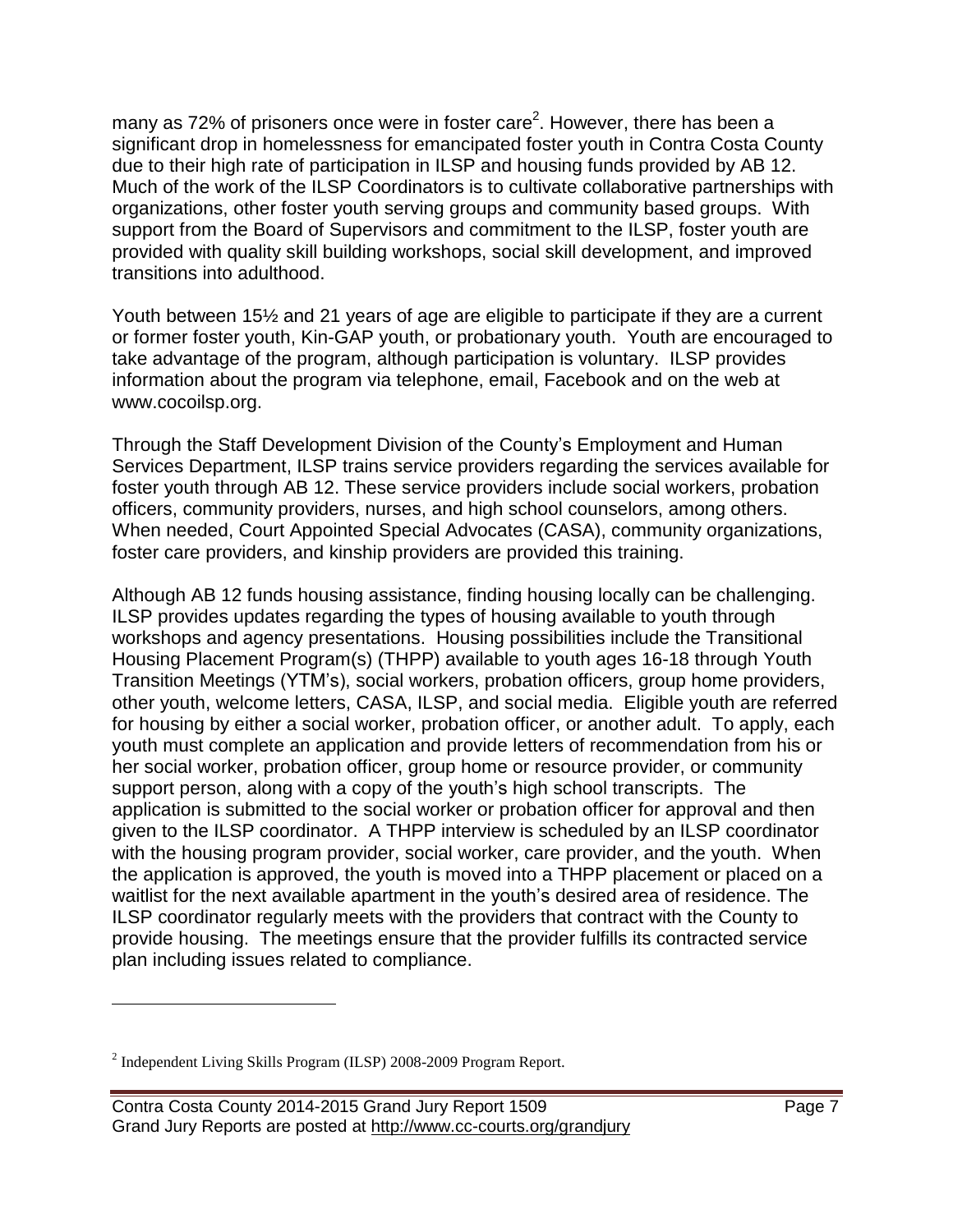many as 72% of prisoners once were in foster care[2]. However, there has been a significant drop in homelessness for emancipated foster youth in Contra Costa County due to their high rate of participation in ILSP and housing funds provided by AB 12. Much of the work of the ILSP Coordinators is to cultivate collaborative partnerships with organizations, other foster youth serving groups and community based groups. With support from the Board of Supervisors and commitment to the ILSP, foster youth are provided with quality skill building workshops, social skill development, and improved transitions into adulthood.

Youth between 15½ and 21 years of age are eligible to participate if they are a current or former foster youth, Kin-GAP youth, or probationary youth. Youth are encouraged to take advantage of the program, although participation is voluntary. ILSP provides information about the program via telephone, email, Facebook and on the web at www.cocoilsp.org.

Through the Staff Development Division of the County's Employment and Human Services Department, ILSP trains service providers regarding the services available for foster youth through AB 12. These service providers include social workers, probation officers, community providers, nurses, and high school counselors, among others. When needed, Court Appointed Special Advocates (CASA), community organizations, foster care providers, and kinship providers are provided this training.

Although AB 12 funds housing assistance, finding housing locally can be challenging. ILSP provides updates regarding the types of housing available to youth through workshops and agency presentations. Housing possibilities include the Transitional Housing Placement Program(s) (THPP) available to youth ages 16-18 through Youth Transition Meetings (YTM's), social workers, probation officers, group home providers, other youth, welcome letters, CASA, ILSP, and social media. Eligible youth are referred for housing by either a social worker, probation officer, or another adult. To apply, each youth must complete an application and provide letters of recommendation from his or her social worker, probation officer, group home or resource provider, or community support person, along with a copy of the youth's high school transcripts. The application is submitted to the social worker or probation officer for approval and then given to the ILSP coordinator. A THPP interview is scheduled by an ILSP coordinator with the housing program provider, social worker, care provider, and the youth. When the application is approved, the youth is moved into a THPP placement or placed on a waitlist for the next available apartment in the youth's desired area of residence. The ILSP coordinator regularly meets with the providers that contract with the County to provide housing. The meetings ensure that the provider fulfills its contracted service plan including issues related to compliance.

---

[2] Independent Living Skills Program (ILSP) 2008-2009 Program Report.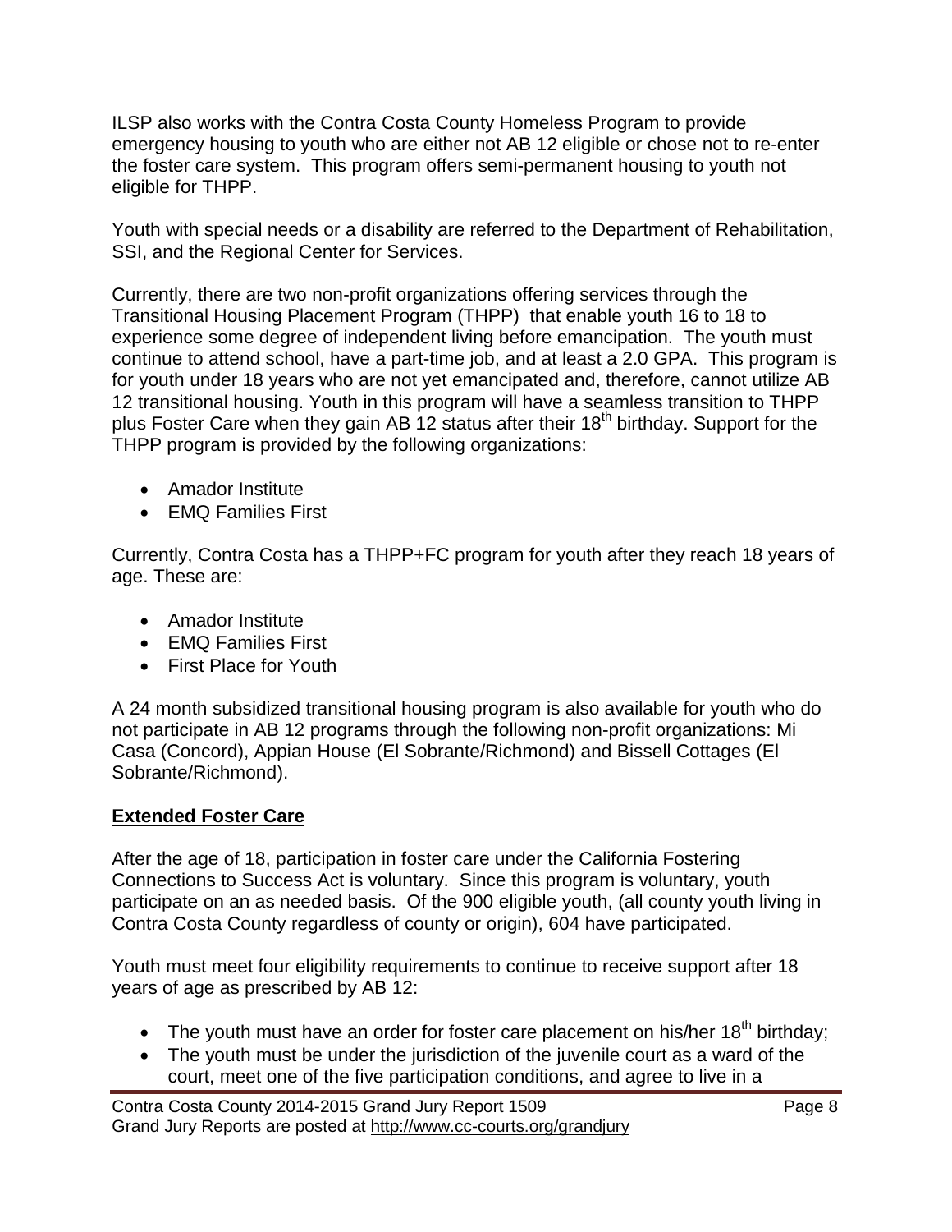ILSP also works with the Contra Costa County Homeless Program to provide emergency housing to youth who are either not AB 12 eligible or chose not to re-enter the foster care system. This program offers semi-permanent housing to youth not eligible for THPP.

Youth with special needs or a disability are referred to the Department of Rehabilitation, SSI, and the Regional Center for Services.

Currently, there are two non-profit organizations offering services through the Transitional Housing Placement Program (THPP) that enable youth 16 to 18 to experience some degree of independent living before emancipation. The youth must continue to attend school, have a part-time job, and at least a 2.0 GPA. This program is for youth under 18 years who are not yet emancipated and, therefore, cannot utilize AB 12 transitional housing. Youth in this program will have a seamless transition to THPP plus Foster Care when they gain AB 12 status after their 18th birthday. Support for the THPP program is provided by the following organizations:

- Amador Institute
- EMQ Families First

Currently, Contra Costa has a THPP+FC program for youth after they reach 18 years of age. These are:

- Amador Institute
- EMQ Families First
- First Place for Youth

A 24 month subsidized transitional housing program is also available for youth who do not participate in AB 12 programs through the following non-profit organizations: Mi Casa (Concord), Appian House (El Sobrante/Richmond) and Bissell Cottages (El Sobrante/Richmond).

**Extended Foster Care**

After the age of 18, participation in foster care under the California Fostering Connections to Success Act is voluntary. Since this program is voluntary, youth participate on an as needed basis. Of the 900 eligible youth, (all county youth living in Contra Costa County regardless of county or origin), 604 have participated.

Youth must meet four eligibility requirements to continue to receive support after 18 years of age as prescribed by AB 12:

- The youth must have an order for foster care placement on his/her 18th birthday;
- The youth must be under the jurisdiction of the juvenile court as a ward of the court, meet one of the five participation conditions, and agree to live in a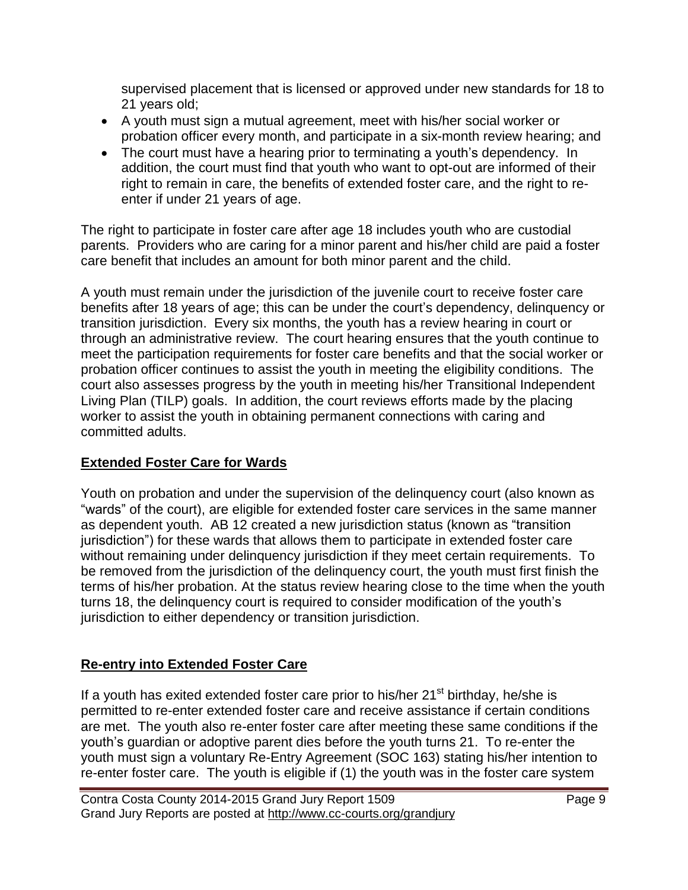supervised placement that is licensed or approved under new standards for 18 to 21 years old;

- A youth must sign a mutual agreement, meet with his/her social worker or probation officer every month, and participate in a six-month review hearing; and
- The court must have a hearing prior to terminating a youth's dependency. In addition, the court must find that youth who want to opt-out are informed of their right to remain in care, the benefits of extended foster care, and the right to re-enter if under 21 years of age.

The right to participate in foster care after age 18 includes youth who are custodial parents. Providers who are caring for a minor parent and his/her child are paid a foster care benefit that includes an amount for both minor parent and the child.

A youth must remain under the jurisdiction of the juvenile court to receive foster care benefits after 18 years of age; this can be under the court's dependency, delinquency or transition jurisdiction. Every six months, the youth has a review hearing in court or through an administrative review. The court hearing ensures that the youth continue to meet the participation requirements for foster care benefits and that the social worker or probation officer continues to assist the youth in meeting the eligibility conditions. The court also assesses progress by the youth in meeting his/her Transitional Independent Living Plan (TILP) goals. In addition, the court reviews efforts made by the placing worker to assist the youth in obtaining permanent connections with caring and committed adults.

## Extended Foster Care for Wards

Youth on probation and under the supervision of the delinquency court (also known as "wards" of the court), are eligible for extended foster care services in the same manner as dependent youth. AB 12 created a new jurisdiction status (known as "transition jurisdiction") for these wards that allows them to participate in extended foster care without remaining under delinquency jurisdiction if they meet certain requirements. To be removed from the jurisdiction of the delinquency court, the youth must first finish the terms of his/her probation. At the status review hearing close to the time when the youth turns 18, the delinquency court is required to consider modification of the youth's jurisdiction to either dependency or transition jurisdiction.

## Re-entry into Extended Foster Care

If a youth has exited extended foster care prior to his/her 21st birthday, he/she is permitted to re-enter extended foster care and receive assistance if certain conditions are met. The youth also re-enter foster care after meeting these same conditions if the youth's guardian or adoptive parent dies before the youth turns 21. To re-enter the youth must sign a voluntary Re-Entry Agreement (SOC 163) stating his/her intention to re-enter foster care. The youth is eligible if (1) the youth was in the foster care system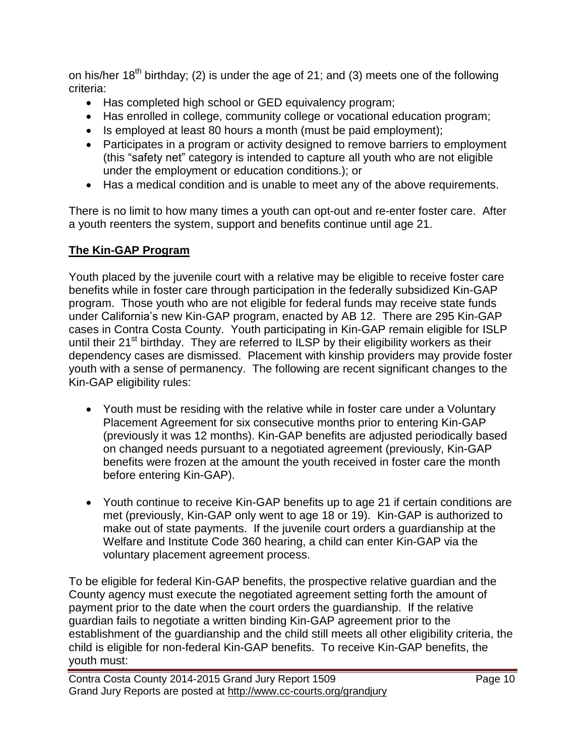on his/her 18th birthday; (2) is under the age of 21; and (3) meets one of the following criteria:

- Has completed high school or GED equivalency program;
- Has enrolled in college, community college or vocational education program;
- Is employed at least 80 hours a month (must be paid employment);
- Participates in a program or activity designed to remove barriers to employment (this "safety net" category is intended to capture all youth who are not eligible under the employment or education conditions.); or
- Has a medical condition and is unable to meet any of the above requirements.

There is no limit to how many times a youth can opt-out and re-enter foster care. After a youth reenters the system, support and benefits continue until age 21.

## The Kin-GAP Program

Youth placed by the juvenile court with a relative may be eligible to receive foster care benefits while in foster care through participation in the federally subsidized Kin-GAP program. Those youth who are not eligible for federal funds may receive state funds under California's new Kin-GAP program, enacted by AB 12. There are 295 Kin-GAP cases in Contra Costa County. Youth participating in Kin-GAP remain eligible for ISLP until their 21st birthday. They are referred to ILSP by their eligibility workers as their dependency cases are dismissed. Placement with kinship providers may provide foster youth with a sense of permanency. The following are recent significant changes to the Kin-GAP eligibility rules:

- Youth must be residing with the relative while in foster care under a Voluntary Placement Agreement for six consecutive months prior to entering Kin-GAP (previously it was 12 months). Kin-GAP benefits are adjusted periodically based on changed needs pursuant to a negotiated agreement (previously, Kin-GAP benefits were frozen at the amount the youth received in foster care the month before entering Kin-GAP).

- Youth continue to receive Kin-GAP benefits up to age 21 if certain conditions are met (previously, Kin-GAP only went to age 18 or 19). Kin-GAP is authorized to make out of state payments. If the juvenile court orders a guardianship at the Welfare and Institute Code 360 hearing, a child can enter Kin-GAP via the voluntary placement agreement process.

To be eligible for federal Kin-GAP benefits, the prospective relative guardian and the County agency must execute the negotiated agreement setting forth the amount of payment prior to the date when the court orders the guardianship. If the relative guardian fails to negotiate a written binding Kin-GAP agreement prior to the establishment of the guardianship and the child still meets all other eligibility criteria, the child is eligible for non-federal Kin-GAP benefits. To receive Kin-GAP benefits, the youth must: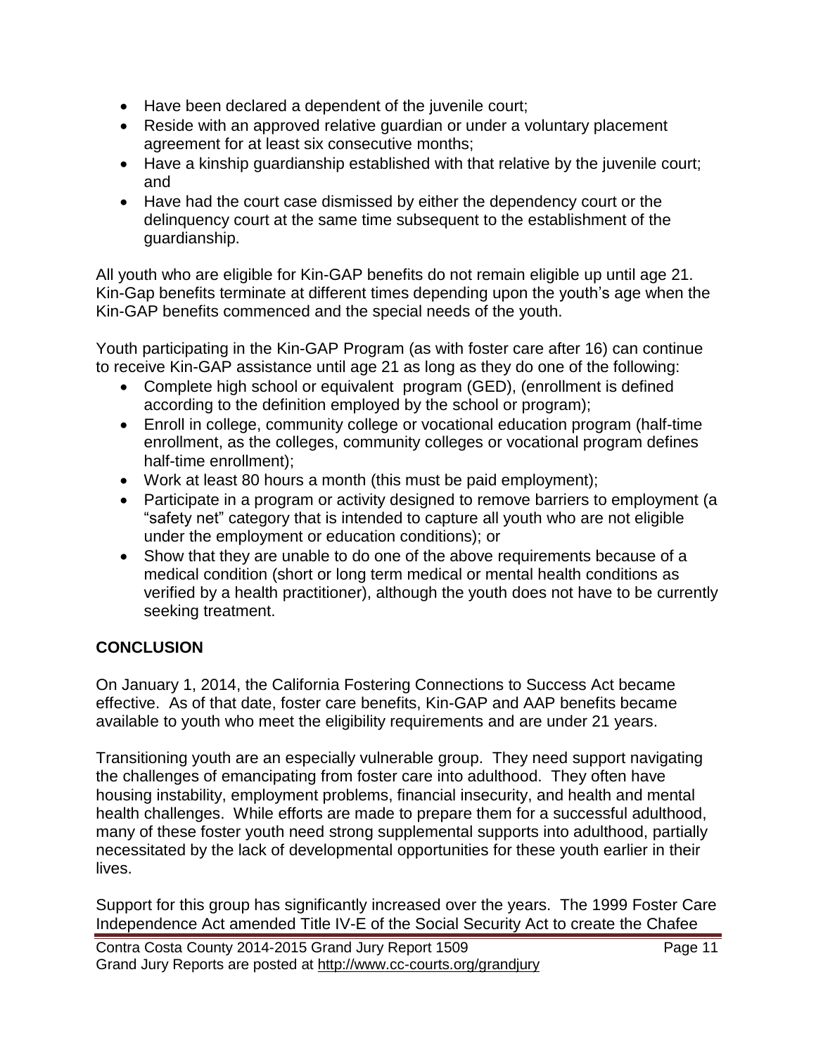- Have been declared a dependent of the juvenile court;
- Reside with an approved relative guardian or under a voluntary placement agreement for at least six consecutive months;
- Have a kinship guardianship established with that relative by the juvenile court; and
- Have had the court case dismissed by either the dependency court or the delinquency court at the same time subsequent to the establishment of the guardianship.

All youth who are eligible for Kin-GAP benefits do not remain eligible up until age 21. Kin-Gap benefits terminate at different times depending upon the youth's age when the Kin-GAP benefits commenced and the special needs of the youth.

Youth participating in the Kin-GAP Program (as with foster care after 16) can continue to receive Kin-GAP assistance until age 21 as long as they do one of the following:

- Complete high school or equivalent program (GED), (enrollment is defined according to the definition employed by the school or program);
- Enroll in college, community college or vocational education program (half-time enrollment, as the colleges, community colleges or vocational program defines half-time enrollment);
- Work at least 80 hours a month (this must be paid employment);
- Participate in a program or activity designed to remove barriers to employment (a "safety net" category that is intended to capture all youth who are not eligible under the employment or education conditions); or
- Show that they are unable to do one of the above requirements because of a medical condition (short or long term medical or mental health conditions as verified by a health practitioner), although the youth does not have to be currently seeking treatment.

**CONCLUSION**

On January 1, 2014, the California Fostering Connections to Success Act became effective. As of that date, foster care benefits, Kin-GAP and AAP benefits became available to youth who meet the eligibility requirements and are under 21 years.

Transitioning youth are an especially vulnerable group. They need support navigating the challenges of emancipating from foster care into adulthood. They often have housing instability, employment problems, financial insecurity, and health and mental health challenges. While efforts are made to prepare them for a successful adulthood, many of these foster youth need strong supplemental supports into adulthood, partially necessitated by the lack of developmental opportunities for these youth earlier in their lives.

Support for this group has significantly increased over the years. The 1999 Foster Care Independence Act amended Title IV-E of the Social Security Act to create the Chafee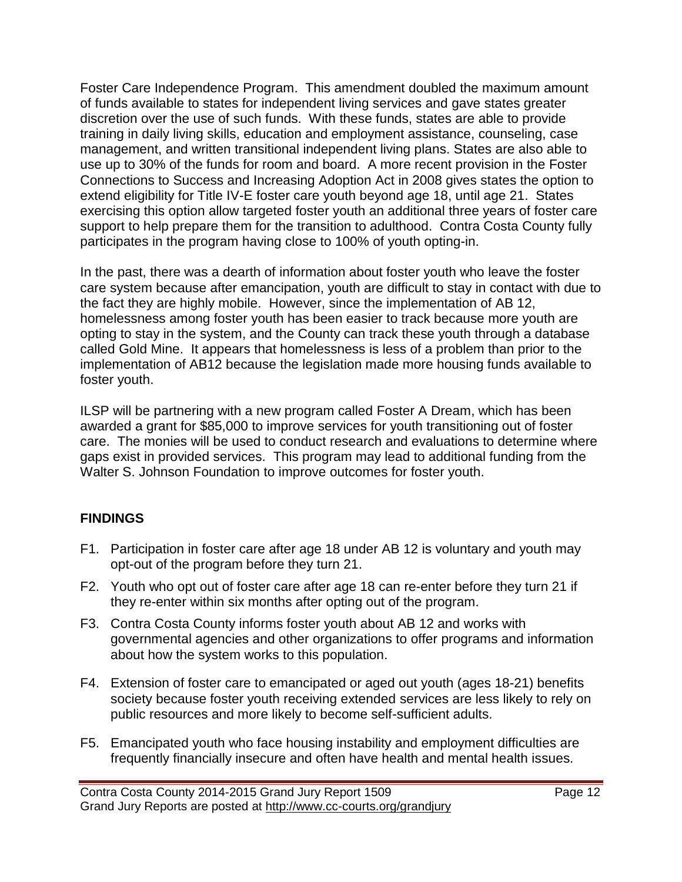Foster Care Independence Program. This amendment doubled the maximum amount of funds available to states for independent living services and gave states greater discretion over the use of such funds. With these funds, states are able to provide training in daily living skills, education and employment assistance, counseling, case management, and written transitional independent living plans. States are also able to use up to 30% of the funds for room and board. A more recent provision in the Foster Connections to Success and Increasing Adoption Act in 2008 gives states the option to extend eligibility for Title IV-E foster care youth beyond age 18, until age 21. States exercising this option allow targeted foster youth an additional three years of foster care support to help prepare them for the transition to adulthood. Contra Costa County fully participates in the program having close to 100% of youth opting-in.

In the past, there was a dearth of information about foster youth who leave the foster care system because after emancipation, youth are difficult to stay in contact with due to the fact they are highly mobile. However, since the implementation of AB 12, homelessness among foster youth has been easier to track because more youth are opting to stay in the system, and the County can track these youth through a database called Gold Mine. It appears that homelessness is less of a problem than prior to the implementation of AB12 because the legislation made more housing funds available to foster youth.

ILSP will be partnering with a new program called Foster A Dream, which has been awarded a grant for $85,000 to improve services for youth transitioning out of foster care. The monies will be used to conduct research and evaluations to determine where gaps exist in provided services. This program may lead to additional funding from the Walter S. Johnson Foundation to improve outcomes for foster youth.

## FINDINGS

F1. Participation in foster care after age 18 under AB 12 is voluntary and youth may opt-out of the program before they turn 21.

F2. Youth who opt out of foster care after age 18 can re-enter before they turn 21 if they re-enter within six months after opting out of the program.

F3. Contra Costa County informs foster youth about AB 12 and works with governmental agencies and other organizations to offer programs and information about how the system works to this population.

F4. Extension of foster care to emancipated or aged out youth (ages 18-21) benefits society because foster youth receiving extended services are less likely to rely on public resources and more likely to become self-sufficient adults.

F5. Emancipated youth who face housing instability and employment difficulties are frequently financially insecure and often have health and mental health issues.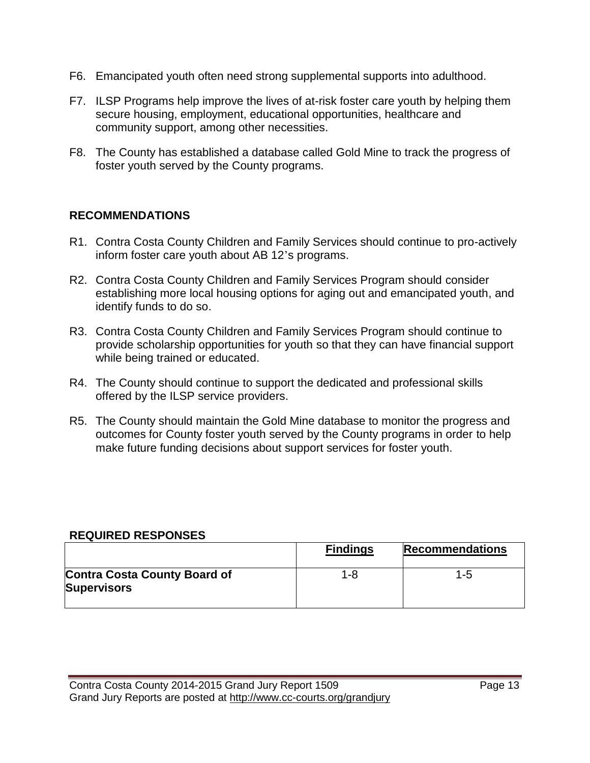F6. Emancipated youth often need strong supplemental supports into adulthood.

F7. ILSP Programs help improve the lives of at-risk foster care youth by helping them secure housing, employment, educational opportunities, healthcare and community support, among other necessities.

F8. The County has established a database called Gold Mine to track the progress of foster youth served by the County programs.

## RECOMMENDATIONS

R1. Contra Costa County Children and Family Services should continue to pro-actively inform foster care youth about AB 12's programs.

R2. Contra Costa County Children and Family Services Program should consider establishing more local housing options for aging out and emancipated youth, and identify funds to do so.

R3. Contra Costa County Children and Family Services Program should continue to provide scholarship opportunities for youth so that they can have financial support while being trained or educated.

R4. The County should continue to support the dedicated and professional skills offered by the ILSP service providers.

R5. The County should maintain the Gold Mine database to monitor the progress and outcomes for County foster youth served by the County programs in order to help make future funding decisions about support services for foster youth.

## REQUIRED RESPONSES

| | Findings | Recommendations |
|---|---|---|
| **Contra Costa County Board of Supervisors** | 1-8 | 1-5 |